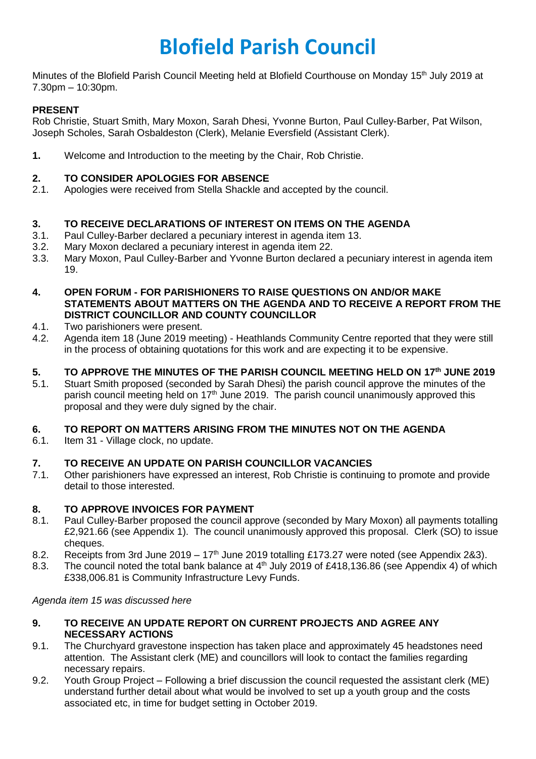# Blofield Parish Council

Minutes of the Blofield Parish Council Meeting held at Blofield Courthouse on Monday 15th July 2019 at 7.30pm – 10:30pm.

**PRESENT**

Rob Christie, Stuart Smith, Mary Moxon, Sarah Dhesi, Yvonne Burton, Paul Culley-Barber, Pat Wilson, Joseph Scholes, Sarah Osbaldeston (Clerk), Melanie Eversfield (Assistant Clerk).

**1.** Welcome and Introduction to the meeting by the Chair, Rob Christie.

**2. TO CONSIDER APOLOGIES FOR ABSENCE**

2.1. Apologies were received from Stella Shackle and accepted by the council.

**3. TO RECEIVE DECLARATIONS OF INTEREST ON ITEMS ON THE AGENDA**

3.1. Paul Culley-Barber declared a pecuniary interest in agenda item 13.

3.2. Mary Moxon declared a pecuniary interest in agenda item 22.

3.3. Mary Moxon, Paul Culley-Barber and Yvonne Burton declared a pecuniary interest in agenda item 19.

**4. OPEN FORUM - FOR PARISHIONERS TO RAISE QUESTIONS ON AND/OR MAKE STATEMENTS ABOUT MATTERS ON THE AGENDA AND TO RECEIVE A REPORT FROM THE DISTRICT COUNCILLOR AND COUNTY COUNCILLOR**

4.1. Two parishioners were present.

4.2. Agenda item 18 (June 2019 meeting) - Heathlands Community Centre reported that they were still in the process of obtaining quotations for this work and are expecting it to be expensive.

**5. TO APPROVE THE MINUTES OF THE PARISH COUNCIL MEETING HELD ON 17th JUNE 2019**

5.1. Stuart Smith proposed (seconded by Sarah Dhesi) the parish council approve the minutes of the parish council meeting held on 17th June 2019. The parish council unanimously approved this proposal and they were duly signed by the chair.

**6. TO REPORT ON MATTERS ARISING FROM THE MINUTES NOT ON THE AGENDA**

6.1. Item 31 - Village clock, no update.

**7. TO RECEIVE AN UPDATE ON PARISH COUNCILLOR VACANCIES**

7.1. Other parishioners have expressed an interest, Rob Christie is continuing to promote and provide detail to those interested.

**8. TO APPROVE INVOICES FOR PAYMENT**

8.1. Paul Culley-Barber proposed the council approve (seconded by Mary Moxon) all payments totalling £2,921.66 (see Appendix 1). The council unanimously approved this proposal. Clerk (SO) to issue cheques.

8.2. Receipts from 3rd June 2019 – 17th June 2019 totalling £173.27 were noted (see Appendix 2&3).

8.3. The council noted the total bank balance at 4th July 2019 of £418,136.86 (see Appendix 4) of which £338,006.81 is Community Infrastructure Levy Funds.

*Agenda item 15 was discussed here*

**9. TO RECEIVE AN UPDATE REPORT ON CURRENT PROJECTS AND AGREE ANY NECESSARY ACTIONS**

9.1. The Churchyard gravestone inspection has taken place and approximately 45 headstones need attention. The Assistant clerk (ME) and councillors will look to contact the families regarding necessary repairs.

9.2. Youth Group Project – Following a brief discussion the council requested the assistant clerk (ME) understand further detail about what would be involved to set up a youth group and the costs associated etc, in time for budget setting in October 2019.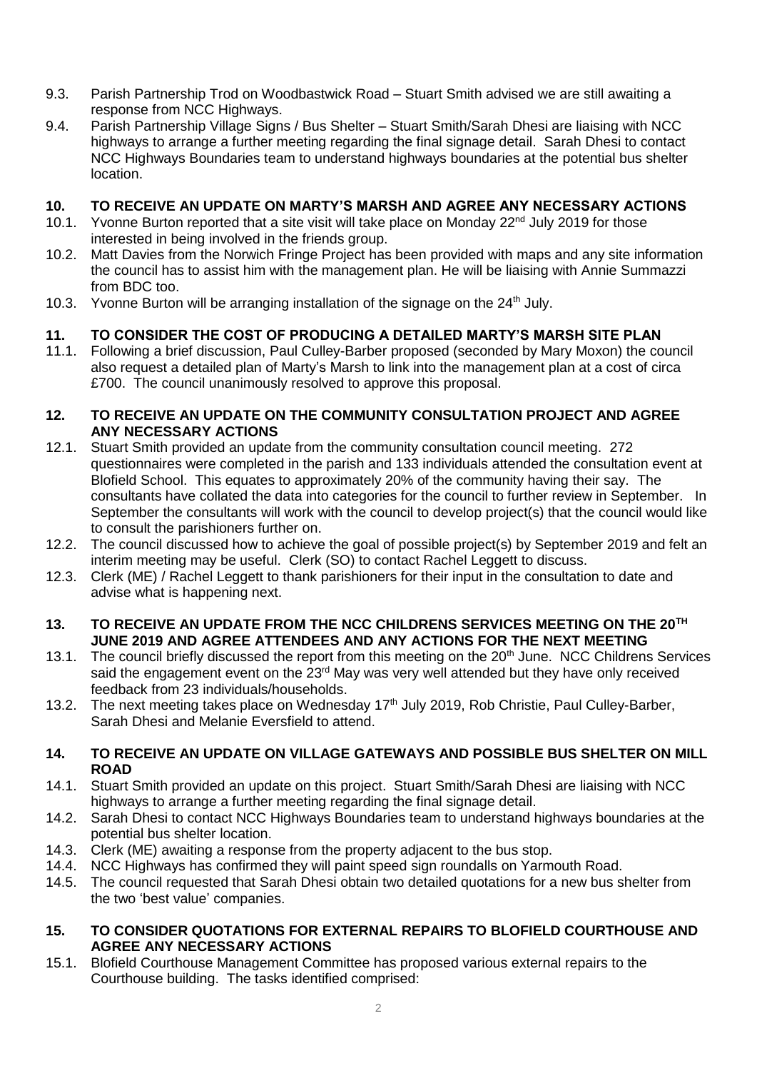9.3. Parish Partnership Trod on Woodbastwick Road – Stuart Smith advised we are still awaiting a response from NCC Highways.

9.4. Parish Partnership Village Signs / Bus Shelter – Stuart Smith/Sarah Dhesi are liaising with NCC highways to arrange a further meeting regarding the final signage detail. Sarah Dhesi to contact NCC Highways Boundaries team to understand highways boundaries at the potential bus shelter location.

## 10. TO RECEIVE AN UPDATE ON MARTY'S MARSH AND AGREE ANY NECESSARY ACTIONS

10.1. Yvonne Burton reported that a site visit will take place on Monday 22nd July 2019 for those interested in being involved in the friends group.

10.2. Matt Davies from the Norwich Fringe Project has been provided with maps and any site information the council has to assist him with the management plan. He will be liaising with Annie Summazzi from BDC too.

10.3. Yvonne Burton will be arranging installation of the signage on the 24th July.

## 11. TO CONSIDER THE COST OF PRODUCING A DETAILED MARTY'S MARSH SITE PLAN

11.1. Following a brief discussion, Paul Culley-Barber proposed (seconded by Mary Moxon) the council also request a detailed plan of Marty's Marsh to link into the management plan at a cost of circa £700. The council unanimously resolved to approve this proposal.

## 12. TO RECEIVE AN UPDATE ON THE COMMUNITY CONSULTATION PROJECT AND AGREE ANY NECESSARY ACTIONS

12.1. Stuart Smith provided an update from the community consultation council meeting. 272 questionnaires were completed in the parish and 133 individuals attended the consultation event at Blofield School. This equates to approximately 20% of the community having their say. The consultants have collated the data into categories for the council to further review in September. In September the consultants will work with the council to develop project(s) that the council would like to consult the parishioners further on.

12.2. The council discussed how to achieve the goal of possible project(s) by September 2019 and felt an interim meeting may be useful. Clerk (SO) to contact Rachel Leggett to discuss.

12.3. Clerk (ME) / Rachel Leggett to thank parishioners for their input in the consultation to date and advise what is happening next.

## 13. TO RECEIVE AN UPDATE FROM THE NCC CHILDRENS SERVICES MEETING ON THE 20TH JUNE 2019 AND AGREE ATTENDEES AND ANY ACTIONS FOR THE NEXT MEETING

13.1. The council briefly discussed the report from this meeting on the 20th June. NCC Childrens Services said the engagement event on the 23rd May was very well attended but they have only received feedback from 23 individuals/households.

13.2. The next meeting takes place on Wednesday 17th July 2019, Rob Christie, Paul Culley-Barber, Sarah Dhesi and Melanie Eversfield to attend.

## 14. TO RECEIVE AN UPDATE ON VILLAGE GATEWAYS AND POSSIBLE BUS SHELTER ON MILL ROAD

14.1. Stuart Smith provided an update on this project. Stuart Smith/Sarah Dhesi are liaising with NCC highways to arrange a further meeting regarding the final signage detail.

14.2. Sarah Dhesi to contact NCC Highways Boundaries team to understand highways boundaries at the potential bus shelter location.

14.3. Clerk (ME) awaiting a response from the property adjacent to the bus stop.

14.4. NCC Highways has confirmed they will paint speed sign roundalls on Yarmouth Road.

14.5. The council requested that Sarah Dhesi obtain two detailed quotations for a new bus shelter from the two 'best value' companies.

## 15. TO CONSIDER QUOTATIONS FOR EXTERNAL REPAIRS TO BLOFIELD COURTHOUSE AND AGREE ANY NECESSARY ACTIONS

15.1. Blofield Courthouse Management Committee has proposed various external repairs to the Courthouse building. The tasks identified comprised: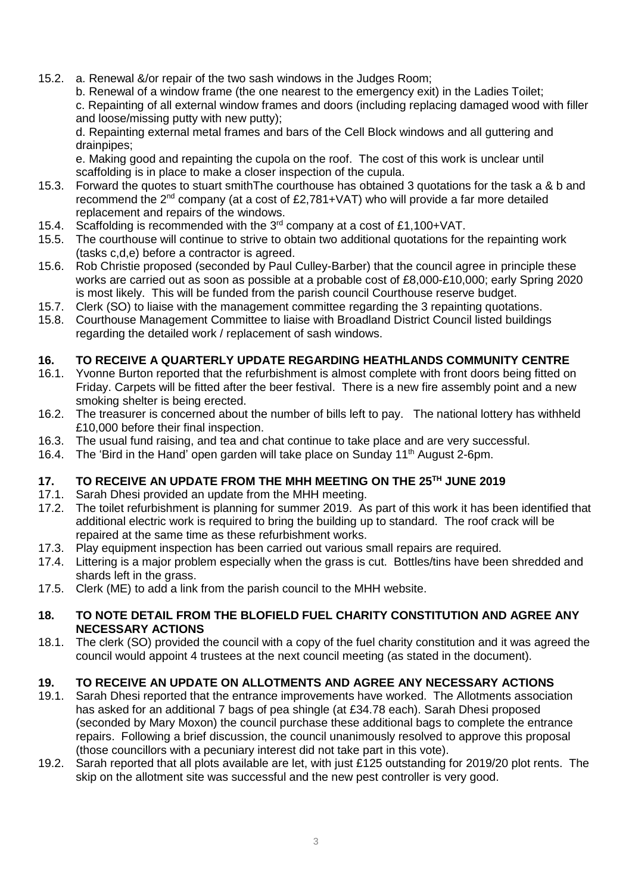15.2. a. Renewal &/or repair of the two sash windows in the Judges Room;
b. Renewal of a window frame (the one nearest to the emergency exit) in the Ladies Toilet;
c. Repainting of all external window frames and doors (including replacing damaged wood with filler and loose/missing putty with new putty);
d. Repainting external metal frames and bars of the Cell Block windows and all guttering and drainpipes;
e. Making good and repainting the cupola on the roof. The cost of this work is unclear until scaffolding is in place to make a closer inspection of the cupula.

15.3. Forward the quotes to stuart smithThe courthouse has obtained 3 quotations for the task a & b and recommend the 2nd company (at a cost of £2,781+VAT) who will provide a far more detailed replacement and repairs of the windows.

15.4. Scaffolding is recommended with the 3rd company at a cost of £1,100+VAT.

15.5. The courthouse will continue to strive to obtain two additional quotations for the repainting work (tasks c,d,e) before a contractor is agreed.

15.6. Rob Christie proposed (seconded by Paul Culley-Barber) that the council agree in principle these works are carried out as soon as possible at a probable cost of £8,000-£10,000; early Spring 2020 is most likely. This will be funded from the parish council Courthouse reserve budget.

15.7. Clerk (SO) to liaise with the management committee regarding the 3 repainting quotations.

15.8. Courthouse Management Committee to liaise with Broadland District Council listed buildings regarding the detailed work / replacement of sash windows.

## 16. TO RECEIVE A QUARTERLY UPDATE REGARDING HEATHLANDS COMMUNITY CENTRE

16.1. Yvonne Burton reported that the refurbishment is almost complete with front doors being fitted on Friday. Carpets will be fitted after the beer festival. There is a new fire assembly point and a new smoking shelter is being erected.

16.2. The treasurer is concerned about the number of bills left to pay. The national lottery has withheld £10,000 before their final inspection.

16.3. The usual fund raising, and tea and chat continue to take place and are very successful.

16.4. The 'Bird in the Hand' open garden will take place on Sunday 11th August 2-6pm.

## 17. TO RECEIVE AN UPDATE FROM THE MHH MEETING ON THE 25TH JUNE 2019

17.1. Sarah Dhesi provided an update from the MHH meeting.

17.2. The toilet refurbishment is planning for summer 2019. As part of this work it has been identified that additional electric work is required to bring the building up to standard. The roof crack will be repaired at the same time as these refurbishment works.

17.3. Play equipment inspection has been carried out various small repairs are required.

17.4. Littering is a major problem especially when the grass is cut. Bottles/tins have been shredded and shards left in the grass.

17.5. Clerk (ME) to add a link from the parish council to the MHH website.

## 18. TO NOTE DETAIL FROM THE BLOFIELD FUEL CHARITY CONSTITUTION AND AGREE ANY NECESSARY ACTIONS

18.1. The clerk (SO) provided the council with a copy of the fuel charity constitution and it was agreed the council would appoint 4 trustees at the next council meeting (as stated in the document).

## 19. TO RECEIVE AN UPDATE ON ALLOTMENTS AND AGREE ANY NECESSARY ACTIONS

19.1. Sarah Dhesi reported that the entrance improvements have worked. The Allotments association has asked for an additional 7 bags of pea shingle (at £34.78 each). Sarah Dhesi proposed (seconded by Mary Moxon) the council purchase these additional bags to complete the entrance repairs. Following a brief discussion, the council unanimously resolved to approve this proposal (those councillors with a pecuniary interest did not take part in this vote).

19.2. Sarah reported that all plots available are let, with just £125 outstanding for 2019/20 plot rents. The skip on the allotment site was successful and the new pest controller is very good.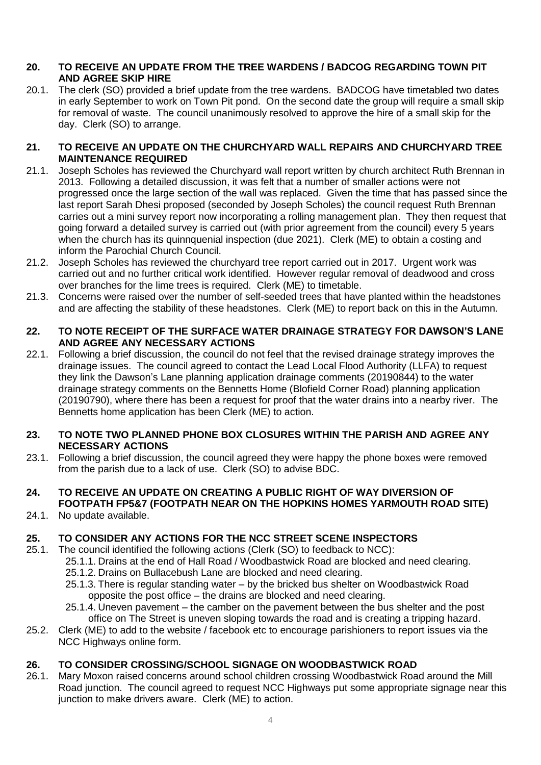## 20. TO RECEIVE AN UPDATE FROM THE TREE WARDENS / BADCOG REGARDING TOWN PIT AND AGREE SKIP HIRE

20.1. The clerk (SO) provided a brief update from the tree wardens. BADCOG have timetabled two dates in early September to work on Town Pit pond. On the second date the group will require a small skip for removal of waste. The council unanimously resolved to approve the hire of a small skip for the day. Clerk (SO) to arrange.

## 21. TO RECEIVE AN UPDATE ON THE CHURCHYARD WALL REPAIRS AND CHURCHYARD TREE MAINTENANCE REQUIRED

21.1. Joseph Scholes has reviewed the Churchyard wall report written by church architect Ruth Brennan in 2013. Following a detailed discussion, it was felt that a number of smaller actions were not progressed once the large section of the wall was replaced. Given the time that has passed since the last report Sarah Dhesi proposed (seconded by Joseph Scholes) the council request Ruth Brennan carries out a mini survey report now incorporating a rolling management plan. They then request that going forward a detailed survey is carried out (with prior agreement from the council) every 5 years when the church has its quinnquenial inspection (due 2021). Clerk (ME) to obtain a costing and inform the Parochial Church Council.

21.2. Joseph Scholes has reviewed the churchyard tree report carried out in 2017. Urgent work was carried out and no further critical work identified. However regular removal of deadwood and cross over branches for the lime trees is required. Clerk (ME) to timetable.

21.3. Concerns were raised over the number of self-seeded trees that have planted within the headstones and are affecting the stability of these headstones. Clerk (ME) to report back on this in the Autumn.

## 22. TO NOTE RECEIPT OF THE SURFACE WATER DRAINAGE STRATEGY FOR DAWSON'S LANE AND AGREE ANY NECESSARY ACTIONS

22.1. Following a brief discussion, the council do not feel that the revised drainage strategy improves the drainage issues. The council agreed to contact the Lead Local Flood Authority (LLFA) to request they link the Dawson's Lane planning application drainage comments (20190844) to the water drainage strategy comments on the Bennetts Home (Blofield Corner Road) planning application (20190790), where there has been a request for proof that the water drains into a nearby river. The Bennetts home application has been Clerk (ME) to action.

## 23. TO NOTE TWO PLANNED PHONE BOX CLOSURES WITHIN THE PARISH AND AGREE ANY NECESSARY ACTIONS

23.1. Following a brief discussion, the council agreed they were happy the phone boxes were removed from the parish due to a lack of use. Clerk (SO) to advise BDC.

## 24. TO RECEIVE AN UPDATE ON CREATING A PUBLIC RIGHT OF WAY DIVERSION OF FOOTPATH FP5&7 (FOOTPATH NEAR ON THE HOPKINS HOMES YARMOUTH ROAD SITE)

24.1. No update available.

## 25. TO CONSIDER ANY ACTIONS FOR THE NCC STREET SCENE INSPECTORS

25.1. The council identified the following actions (Clerk (SO) to feedback to NCC):

- 25.1.1. Drains at the end of Hall Road / Woodbastwick Road are blocked and need clearing.
- 25.1.2. Drains on Bullacebush Lane are blocked and need clearing.
- 25.1.3. There is regular standing water – by the bricked bus shelter on Woodbastwick Road opposite the post office – the drains are blocked and need clearing.
- 25.1.4. Uneven pavement – the camber on the pavement between the bus shelter and the post office on The Street is uneven sloping towards the road and is creating a tripping hazard.

25.2. Clerk (ME) to add to the website / facebook etc to encourage parishioners to report issues via the NCC Highways online form.

## 26. TO CONSIDER CROSSING/SCHOOL SIGNAGE ON WOODBASTWICK ROAD

26.1. Mary Moxon raised concerns around school children crossing Woodbastwick Road around the Mill Road junction. The council agreed to request NCC Highways put some appropriate signage near this junction to make drivers aware. Clerk (ME) to action.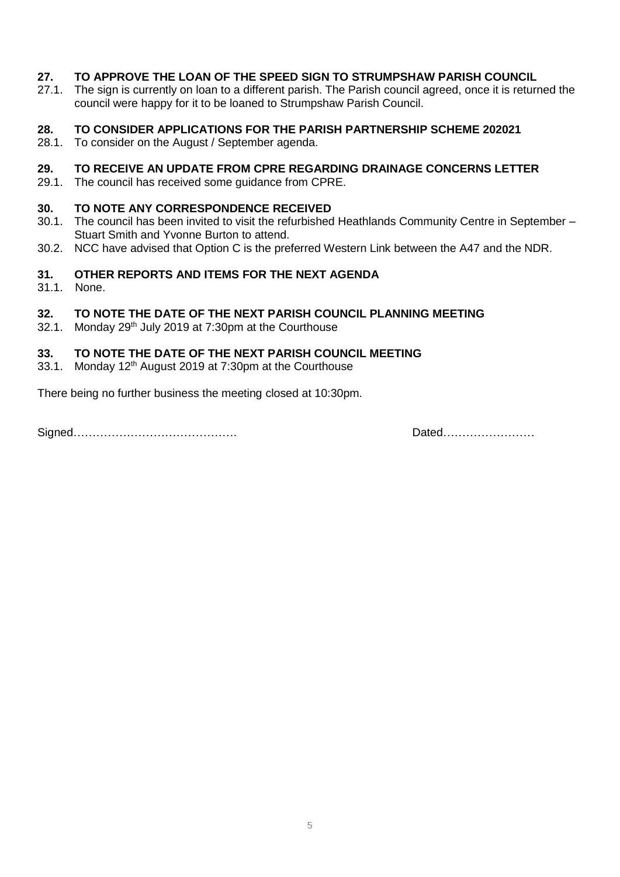## 27. TO APPROVE THE LOAN OF THE SPEED SIGN TO STRUMPSHAW PARISH COUNCIL

27.1. The sign is currently on loan to a different parish. The Parish council agreed, once it is returned the council were happy for it to be loaned to Strumpshaw Parish Council.

## 28. TO CONSIDER APPLICATIONS FOR THE PARISH PARTNERSHIP SCHEME 202021

28.1. To consider on the August / September agenda.

## 29. TO RECEIVE AN UPDATE FROM CPRE REGARDING DRAINAGE CONCERNS LETTER

29.1. The council has received some guidance from CPRE.

## 30. TO NOTE ANY CORRESPONDENCE RECEIVED

30.1. The council has been invited to visit the refurbished Heathlands Community Centre in September – Stuart Smith and Yvonne Burton to attend.

30.2. NCC have advised that Option C is the preferred Western Link between the A47 and the NDR.

## 31. OTHER REPORTS AND ITEMS FOR THE NEXT AGENDA

31.1. None.

## 32. TO NOTE THE DATE OF THE NEXT PARISH COUNCIL PLANNING MEETING

32.1. Monday 29th July 2019 at 7:30pm at the Courthouse

## 33. TO NOTE THE DATE OF THE NEXT PARISH COUNCIL MEETING

33.1. Monday 12th August 2019 at 7:30pm at the Courthouse

There being no further business the meeting closed at 10:30pm.

Signed…………………………………… Dated……………………